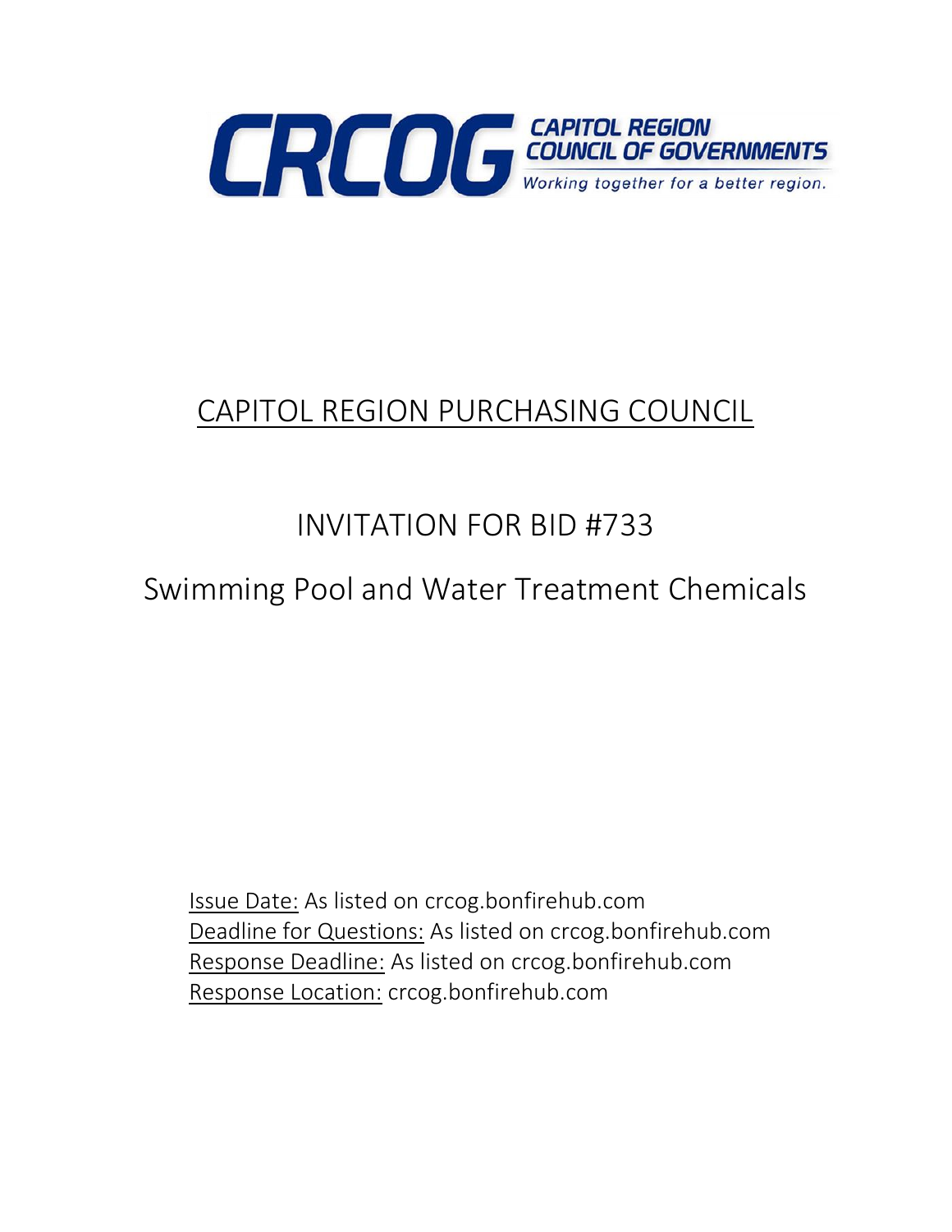CRCOG CAPITOL REGION COUNCIL OF GOVERNMENTS

*Working together for a better region.*

# CAPITOL REGION PURCHASING COUNCIL

## INVITATION FOR BID #733

## Swimming Pool and Water Treatment Chemicals

Issue Date: As listed on crcog.bonfirehub.com
Deadline for Questions: As listed on crcog.bonfirehub.com
Response Deadline: As listed on crcog.bonfirehub.com
Response Location: crcog.bonfirehub.com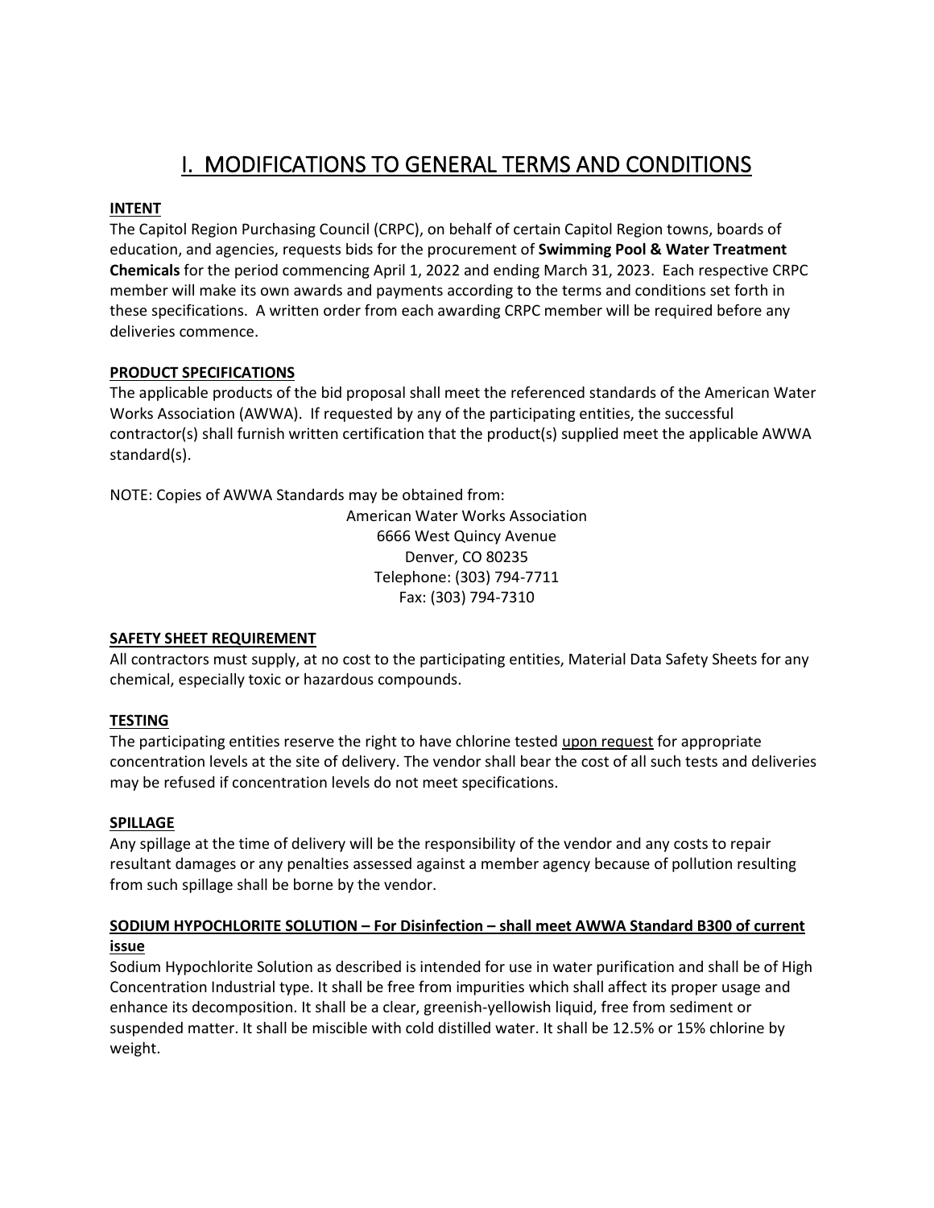# I. MODIFICATIONS TO GENERAL TERMS AND CONDITIONS

**INTENT**

The Capitol Region Purchasing Council (CRPC), on behalf of certain Capitol Region towns, boards of education, and agencies, requests bids for the procurement of **Swimming Pool & Water Treatment Chemicals** for the period commencing April 1, 2022 and ending March 31, 2023. Each respective CRPC member will make its own awards and payments according to the terms and conditions set forth in these specifications. A written order from each awarding CRPC member will be required before any deliveries commence.

**PRODUCT SPECIFICATIONS**

The applicable products of the bid proposal shall meet the referenced standards of the American Water Works Association (AWWA). If requested by any of the participating entities, the successful contractor(s) shall furnish written certification that the product(s) supplied meet the applicable AWWA standard(s).

NOTE: Copies of AWWA Standards may be obtained from:

American Water Works Association
6666 West Quincy Avenue
Denver, CO 80235
Telephone: (303) 794-7711
Fax: (303) 794-7310

**SAFETY SHEET REQUIREMENT**

All contractors must supply, at no cost to the participating entities, Material Data Safety Sheets for any chemical, especially toxic or hazardous compounds.

**TESTING**

The participating entities reserve the right to have chlorine tested upon request for appropriate concentration levels at the site of delivery. The vendor shall bear the cost of all such tests and deliveries may be refused if concentration levels do not meet specifications.

**SPILLAGE**

Any spillage at the time of delivery will be the responsibility of the vendor and any costs to repair resultant damages or any penalties assessed against a member agency because of pollution resulting from such spillage shall be borne by the vendor.

**SODIUM HYPOCHLORITE SOLUTION – For Disinfection – shall meet AWWA Standard B300 of current issue**

Sodium Hypochlorite Solution as described is intended for use in water purification and shall be of High Concentration Industrial type. It shall be free from impurities which shall affect its proper usage and enhance its decomposition. It shall be a clear, greenish-yellowish liquid, free from sediment or suspended matter. It shall be miscible with cold distilled water. It shall be 12.5% or 15% chlorine by weight.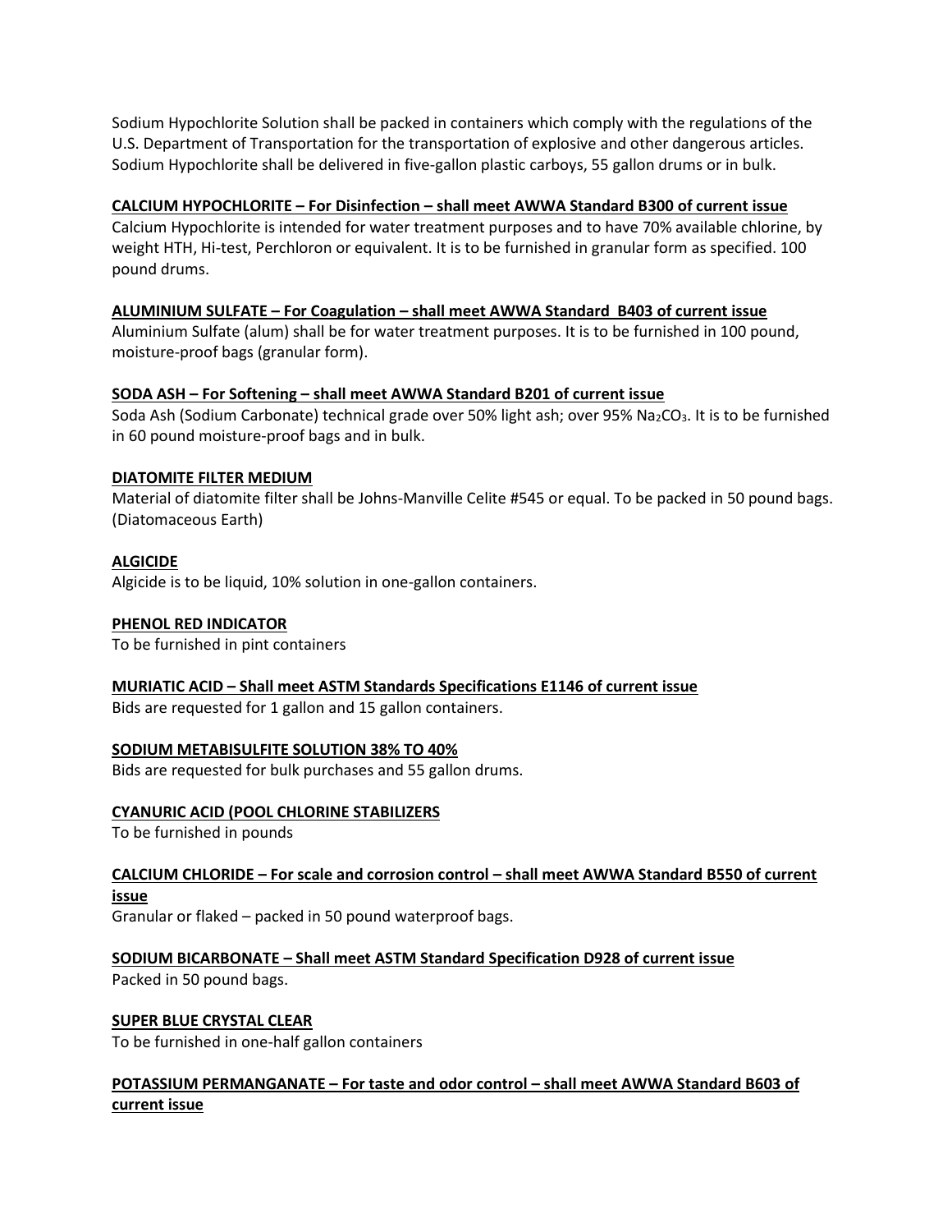Sodium Hypochlorite Solution shall be packed in containers which comply with the regulations of the U.S. Department of Transportation for the transportation of explosive and other dangerous articles. Sodium Hypochlorite shall be delivered in five-gallon plastic carboys, 55 gallon drums or in bulk.

**CALCIUM HYPOCHLORITE – For Disinfection – shall meet AWWA Standard B300 of current issue**

Calcium Hypochlorite is intended for water treatment purposes and to have 70% available chlorine, by weight HTH, Hi-test, Perchloron or equivalent. It is to be furnished in granular form as specified. 100 pound drums.

**ALUMINIUM SULFATE – For Coagulation – shall meet AWWA Standard B403 of current issue**

Aluminium Sulfate (alum) shall be for water treatment purposes. It is to be furnished in 100 pound, moisture-proof bags (granular form).

**SODA ASH – For Softening – shall meet AWWA Standard B201 of current issue**

Soda Ash (Sodium Carbonate) technical grade over 50% light ash; over 95% $Na_2CO_3$. It is to be furnished in 60 pound moisture-proof bags and in bulk.

**DIATOMITE FILTER MEDIUM**

Material of diatomite filter shall be Johns-Manville Celite #545 or equal. To be packed in 50 pound bags. (Diatomaceous Earth)

**ALGICIDE**

Algicide is to be liquid, 10% solution in one-gallon containers.

**PHENOL RED INDICATOR**

To be furnished in pint containers

**MURIATIC ACID – Shall meet ASTM Standards Specifications E1146 of current issue**

Bids are requested for 1 gallon and 15 gallon containers.

**SODIUM METABISULFITE SOLUTION 38% TO 40%**

Bids are requested for bulk purchases and 55 gallon drums.

**CYANURIC ACID (POOL CHLORINE STABILIZERS**

To be furnished in pounds

**CALCIUM CHLORIDE – For scale and corrosion control – shall meet AWWA Standard B550 of current issue**

Granular or flaked – packed in 50 pound waterproof bags.

**SODIUM BICARBONATE – Shall meet ASTM Standard Specification D928 of current issue**

Packed in 50 pound bags.

**SUPER BLUE CRYSTAL CLEAR**

To be furnished in one-half gallon containers

**POTASSIUM PERMANGANATE – For taste and odor control – shall meet AWWA Standard B603 of current issue**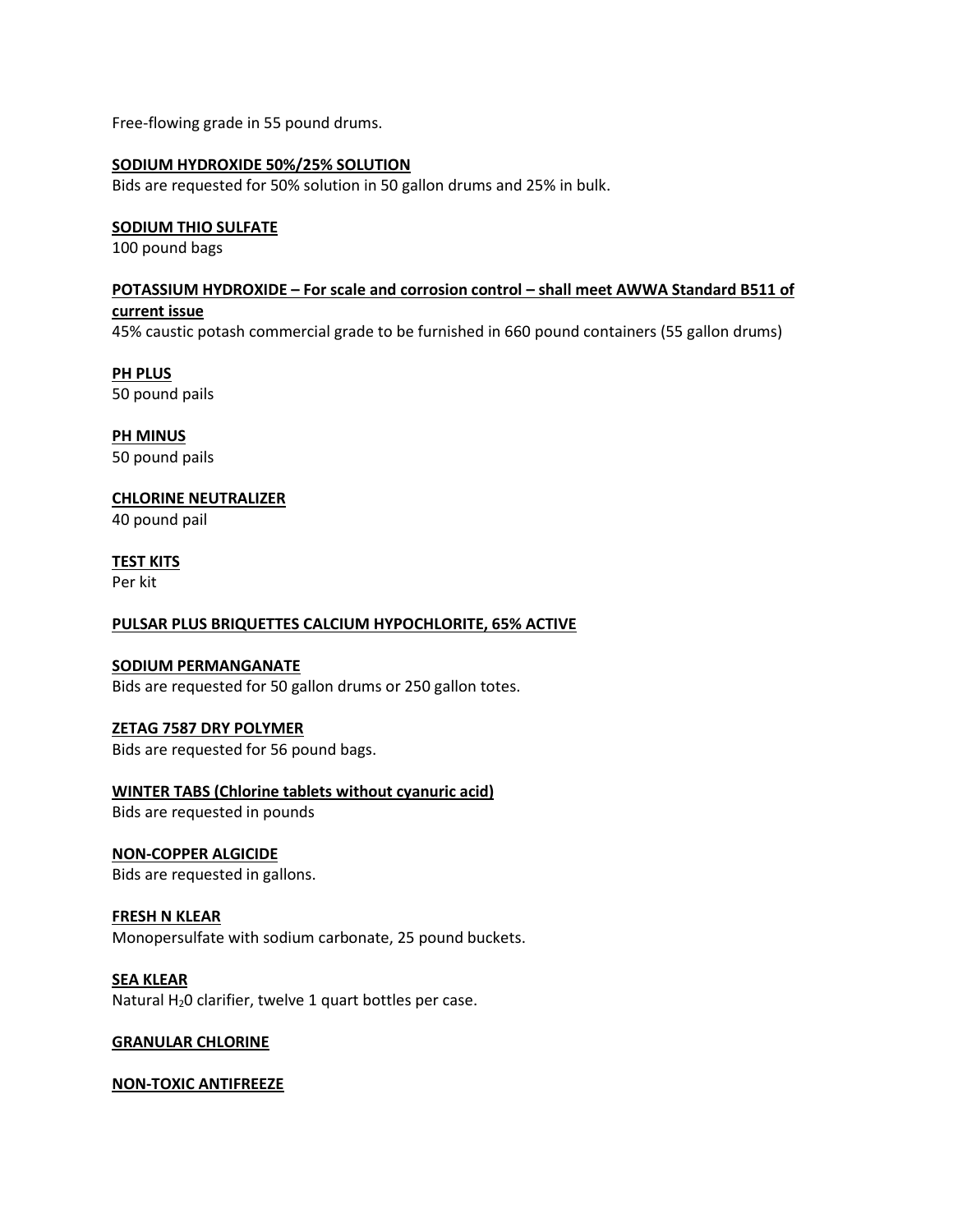Free-flowing grade in 55 pound drums.

**<u>SODIUM HYDROXIDE 50%/25% SOLUTION</u>**
Bids are requested for 50% solution in 50 gallon drums and 25% in bulk.

**<u>SODIUM THIO SULFATE</u>**
100 pound bags

**<u>POTASSIUM HYDROXIDE – For scale and corrosion control – shall meet AWWA Standard B511 of current issue</u>**
45% caustic potash commercial grade to be furnished in 660 pound containers (55 gallon drums)

**<u>PH PLUS</u>**
50 pound pails

**<u>PH MINUS</u>**
50 pound pails

**<u>CHLORINE NEUTRALIZER</u>**
40 pound pail

**<u>TEST KITS</u>**
Per kit

**<u>PULSAR PLUS BRIQUETTES CALCIUM HYPOCHLORITE, 65% ACTIVE</u>**

**<u>SODIUM PERMANGANATE</u>**
Bids are requested for 50 gallon drums or 250 gallon totes.

**<u>ZETAG 7587 DRY POLYMER</u>**
Bids are requested for 56 pound bags.

**<u>WINTER TABS (Chlorine tablets without cyanuric acid)</u>**
Bids are requested in pounds

**<u>NON-COPPER ALGICIDE</u>**
Bids are requested in gallons.

**<u>FRESH N KLEAR</u>**
Monopersulfate with sodium carbonate, 25 pound buckets.

**<u>SEA KLEAR</u>**
Natural $H_2O$ clarifier, twelve 1 quart bottles per case.

**<u>GRANULAR CHLORINE</u>**

**<u>NON-TOXIC ANTIFREEZE</u>**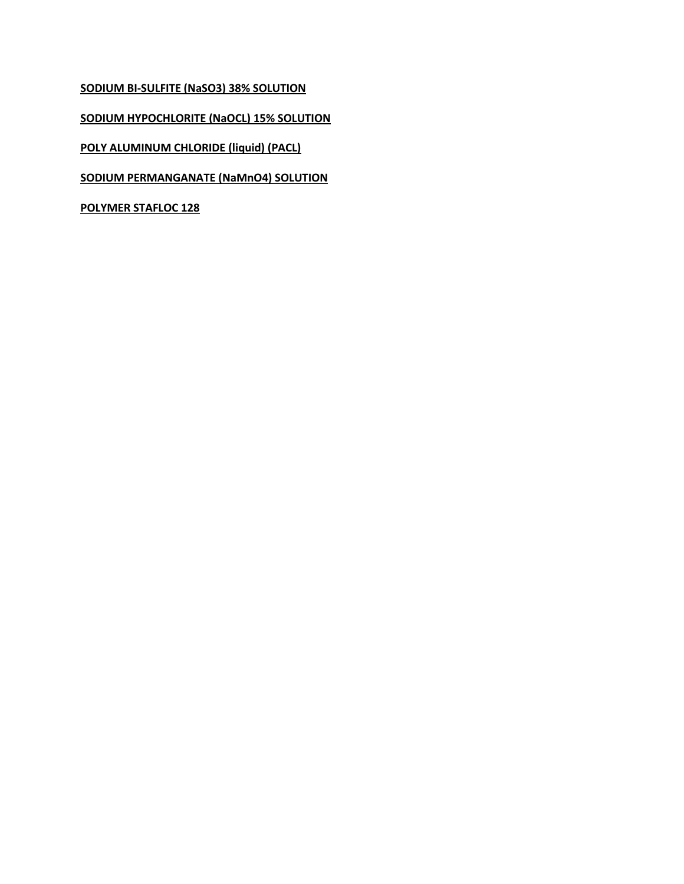**SODIUM BI-SULFITE ($NaSO_3$) 38% SOLUTION**

**SODIUM HYPOCHLORITE (NaOCL) 15% SOLUTION**

**POLY ALUMINUM CHLORIDE (liquid) (PACL)**

**SODIUM PERMANGANATE ($NaMnO_4$) SOLUTION**

**POLYMER STAFLOC 128**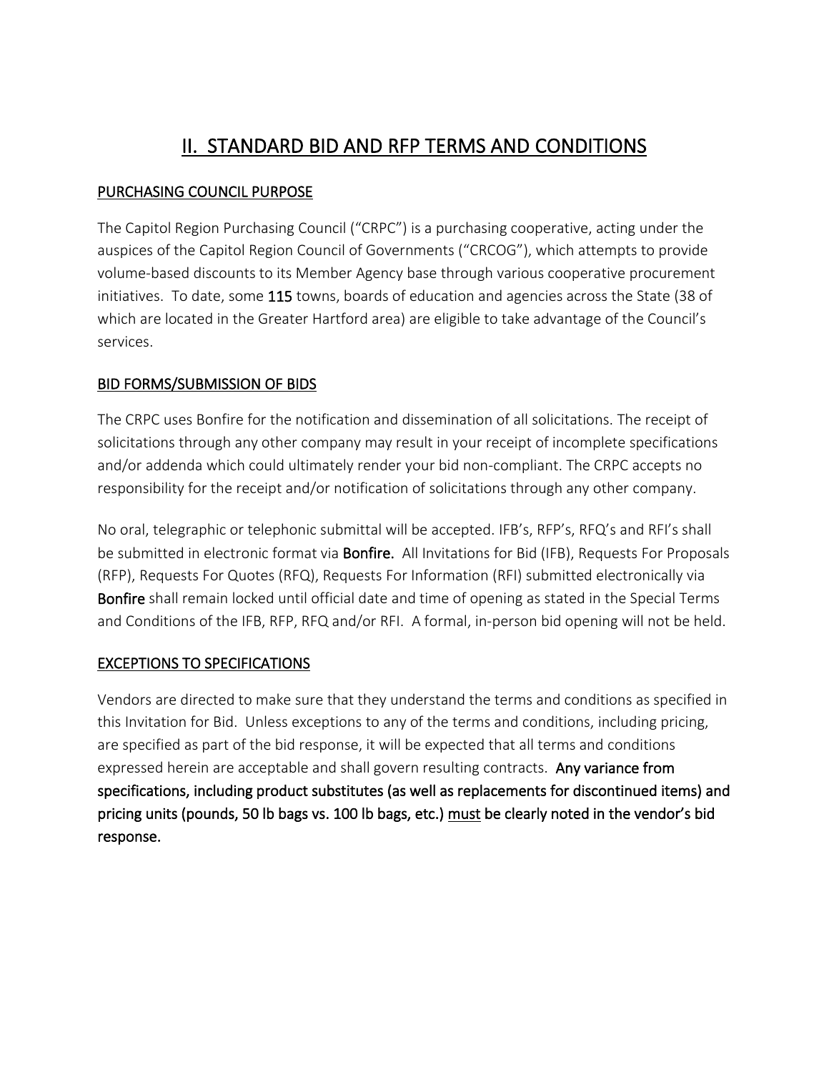# II. STANDARD BID AND RFP TERMS AND CONDITIONS

## PURCHASING COUNCIL PURPOSE

The Capitol Region Purchasing Council ("CRPC") is a purchasing cooperative, acting under the auspices of the Capitol Region Council of Governments ("CRCOG"), which attempts to provide volume-based discounts to its Member Agency base through various cooperative procurement initiatives. To date, some **115** towns, boards of education and agencies across the State (38 of which are located in the Greater Hartford area) are eligible to take advantage of the Council's services.

## BID FORMS/SUBMISSION OF BIDS

The CRPC uses Bonfire for the notification and dissemination of all solicitations. The receipt of solicitations through any other company may result in your receipt of incomplete specifications and/or addenda which could ultimately render your bid non-compliant. The CRPC accepts no responsibility for the receipt and/or notification of solicitations through any other company.

No oral, telegraphic or telephonic submittal will be accepted. IFB's, RFP's, RFQ's and RFI's shall be submitted in electronic format via **Bonfire.** All Invitations for Bid (IFB), Requests For Proposals (RFP), Requests For Quotes (RFQ), Requests For Information (RFI) submitted electronically via **Bonfire** shall remain locked until official date and time of opening as stated in the Special Terms and Conditions of the IFB, RFP, RFQ and/or RFI. A formal, in-person bid opening will not be held.

## EXCEPTIONS TO SPECIFICATIONS

Vendors are directed to make sure that they understand the terms and conditions as specified in this Invitation for Bid. Unless exceptions to any of the terms and conditions, including pricing, are specified as part of the bid response, it will be expected that all terms and conditions expressed herein are acceptable and shall govern resulting contracts. **Any variance from specifications, including product substitutes (as well as replacements for discontinued items) and pricing units (pounds, 50 lb bags vs. 100 lb bags, etc.) must be clearly noted in the vendor's bid response.**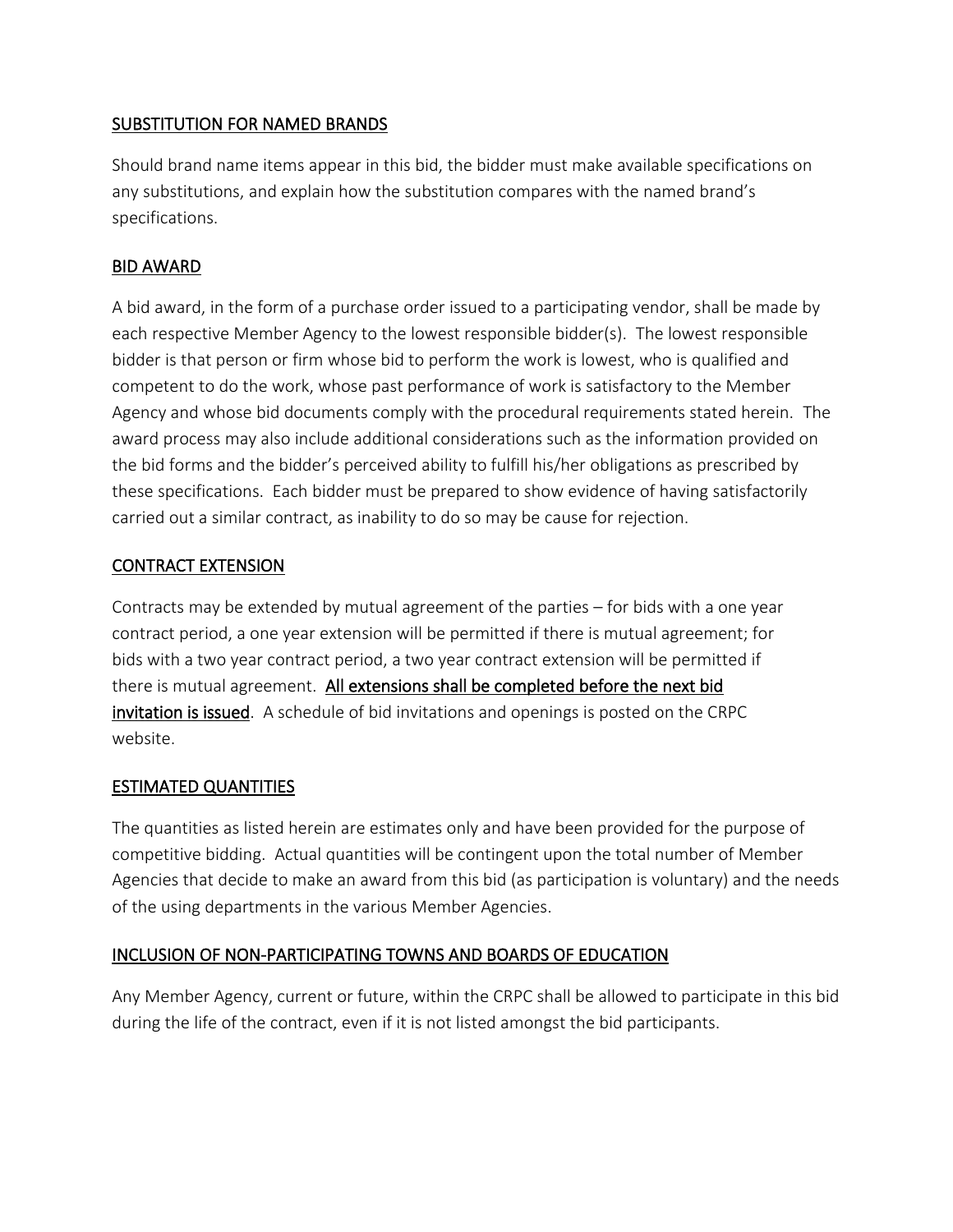## SUBSTITUTION FOR NAMED BRANDS

Should brand name items appear in this bid, the bidder must make available specifications on any substitutions, and explain how the substitution compares with the named brand's specifications.

## BID AWARD

A bid award, in the form of a purchase order issued to a participating vendor, shall be made by each respective Member Agency to the lowest responsible bidder(s). The lowest responsible bidder is that person or firm whose bid to perform the work is lowest, who is qualified and competent to do the work, whose past performance of work is satisfactory to the Member Agency and whose bid documents comply with the procedural requirements stated herein. The award process may also include additional considerations such as the information provided on the bid forms and the bidder's perceived ability to fulfill his/her obligations as prescribed by these specifications. Each bidder must be prepared to show evidence of having satisfactorily carried out a similar contract, as inability to do so may be cause for rejection.

## CONTRACT EXTENSION

Contracts may be extended by mutual agreement of the parties – for bids with a one year contract period, a one year extension will be permitted if there is mutual agreement; for bids with a two year contract period, a two year contract extension will be permitted if there is mutual agreement. **All extensions shall be completed before the next bid invitation is issued**. A schedule of bid invitations and openings is posted on the CRPC website.

## ESTIMATED QUANTITIES

The quantities as listed herein are estimates only and have been provided for the purpose of competitive bidding. Actual quantities will be contingent upon the total number of Member Agencies that decide to make an award from this bid (as participation is voluntary) and the needs of the using departments in the various Member Agencies.

## INCLUSION OF NON-PARTICIPATING TOWNS AND BOARDS OF EDUCATION

Any Member Agency, current or future, within the CRPC shall be allowed to participate in this bid during the life of the contract, even if it is not listed amongst the bid participants.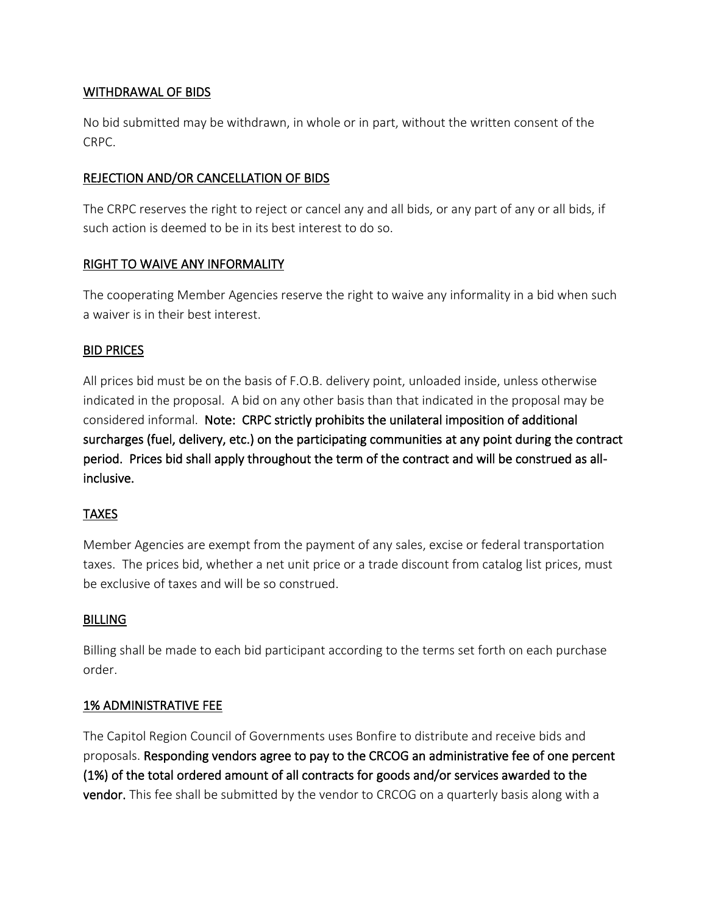## WITHDRAWAL OF BIDS

No bid submitted may be withdrawn, in whole or in part, without the written consent of the CRPC.

## REJECTION AND/OR CANCELLATION OF BIDS

The CRPC reserves the right to reject or cancel any and all bids, or any part of any or all bids, if such action is deemed to be in its best interest to do so.

## RIGHT TO WAIVE ANY INFORMALITY

The cooperating Member Agencies reserve the right to waive any informality in a bid when such a waiver is in their best interest.

## BID PRICES

All prices bid must be on the basis of F.O.B. delivery point, unloaded inside, unless otherwise indicated in the proposal. A bid on any other basis than that indicated in the proposal may be considered informal. **Note: CRPC strictly prohibits the unilateral imposition of additional surcharges (fuel, delivery, etc.) on the participating communities at any point during the contract period. Prices bid shall apply throughout the term of the contract and will be construed as all-inclusive.**

## TAXES

Member Agencies are exempt from the payment of any sales, excise or federal transportation taxes. The prices bid, whether a net unit price or a trade discount from catalog list prices, must be exclusive of taxes and will be so construed.

## BILLING

Billing shall be made to each bid participant according to the terms set forth on each purchase order.

## 1% ADMINISTRATIVE FEE

The Capitol Region Council of Governments uses Bonfire to distribute and receive bids and proposals. **Responding vendors agree to pay to the CRCOG an administrative fee of one percent (1%) of the total ordered amount of all contracts for goods and/or services awarded to the vendor.** This fee shall be submitted by the vendor to CRCOG on a quarterly basis along with a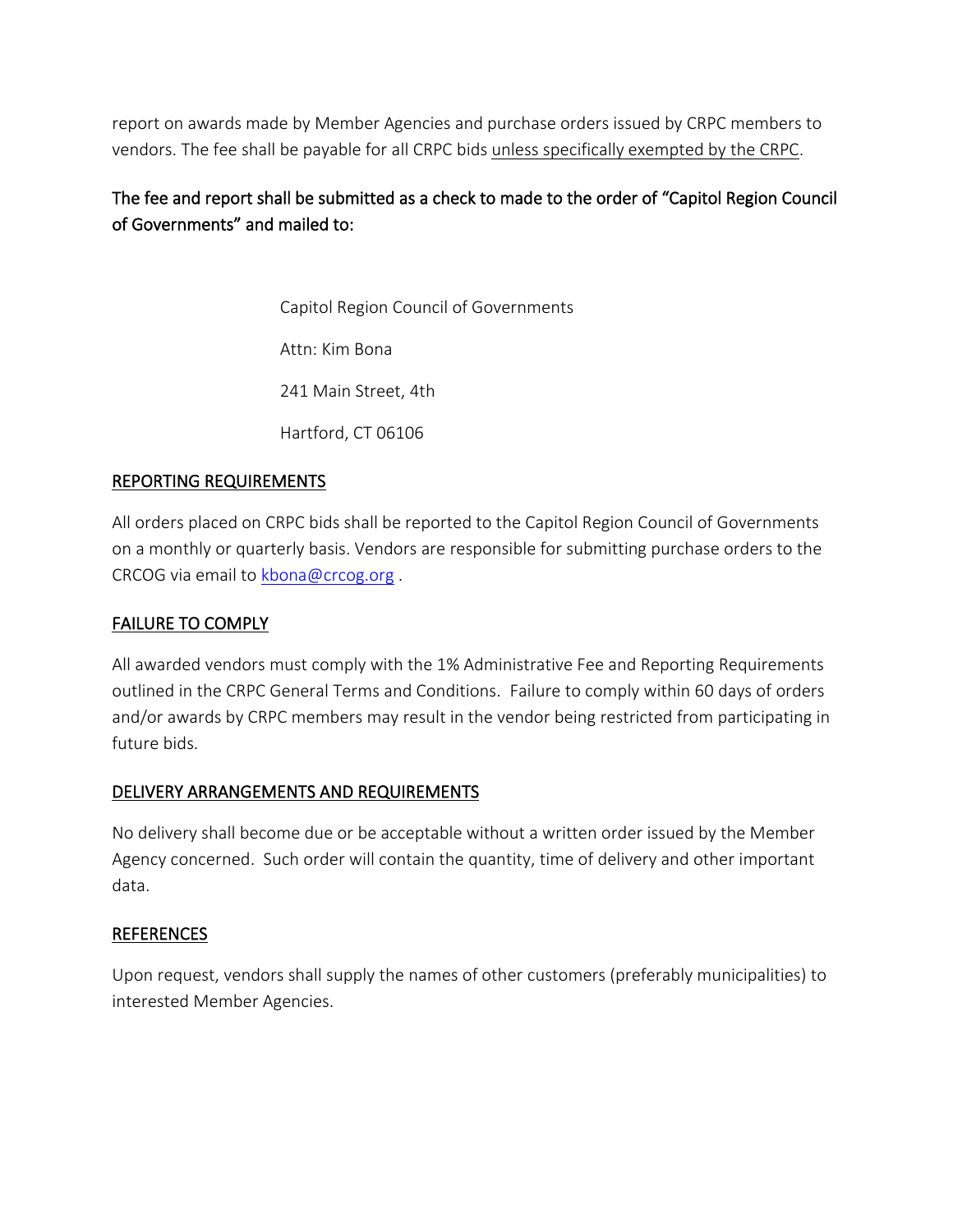report on awards made by Member Agencies and purchase orders issued by CRPC members to vendors. The fee shall be payable for all CRPC bids unless specifically exempted by the CRPC.

The fee and report shall be submitted as a check to made to the order of "Capitol Region Council of Governments" and mailed to:

Capitol Region Council of Governments

Attn: Kim Bona

241 Main Street, 4th

Hartford, CT 06106

## REPORTING REQUIREMENTS

All orders placed on CRPC bids shall be reported to the Capitol Region Council of Governments on a monthly or quarterly basis. Vendors are responsible for submitting purchase orders to the CRCOG via email to kbona@crcog.org .

## FAILURE TO COMPLY

All awarded vendors must comply with the 1% Administrative Fee and Reporting Requirements outlined in the CRPC General Terms and Conditions. Failure to comply within 60 days of orders and/or awards by CRPC members may result in the vendor being restricted from participating in future bids.

## DELIVERY ARRANGEMENTS AND REQUIREMENTS

No delivery shall become due or be acceptable without a written order issued by the Member Agency concerned. Such order will contain the quantity, time of delivery and other important data.

## REFERENCES

Upon request, vendors shall supply the names of other customers (preferably municipalities) to interested Member Agencies.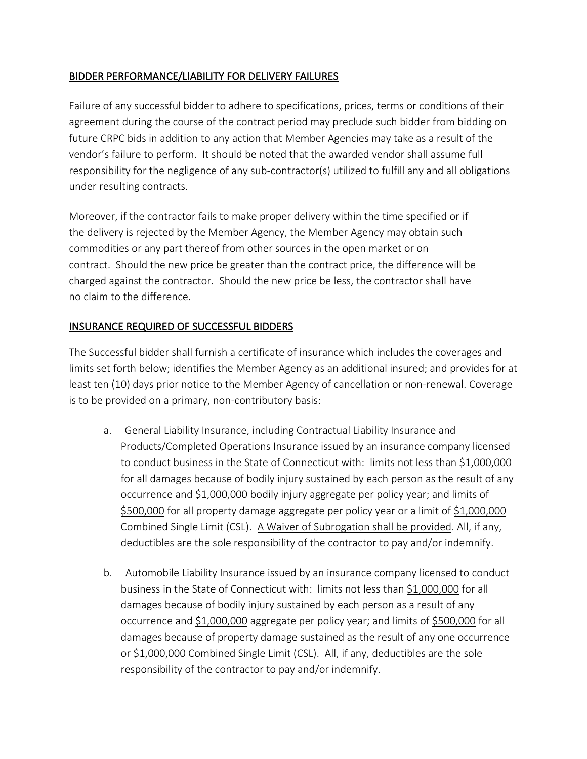## BIDDER PERFORMANCE/LIABILITY FOR DELIVERY FAILURES

Failure of any successful bidder to adhere to specifications, prices, terms or conditions of their agreement during the course of the contract period may preclude such bidder from bidding on future CRPC bids in addition to any action that Member Agencies may take as a result of the vendor's failure to perform. It should be noted that the awarded vendor shall assume full responsibility for the negligence of any sub-contractor(s) utilized to fulfill any and all obligations under resulting contracts.

Moreover, if the contractor fails to make proper delivery within the time specified or if the delivery is rejected by the Member Agency, the Member Agency may obtain such commodities or any part thereof from other sources in the open market or on contract. Should the new price be greater than the contract price, the difference will be charged against the contractor. Should the new price be less, the contractor shall have no claim to the difference.

## INSURANCE REQUIRED OF SUCCESSFUL BIDDERS

The Successful bidder shall furnish a certificate of insurance which includes the coverages and limits set forth below; identifies the Member Agency as an additional insured; and provides for at least ten (10) days prior notice to the Member Agency of cancellation or non-renewal. Coverage is to be provided on a primary, non-contributory basis:

a. General Liability Insurance, including Contractual Liability Insurance and Products/Completed Operations Insurance issued by an insurance company licensed to conduct business in the State of Connecticut with: limits not less than $1,000,000 for all damages because of bodily injury sustained by each person as the result of any occurrence and $1,000,000 bodily injury aggregate per policy year; and limits of $500,000 for all property damage aggregate per policy year or a limit of $1,000,000 Combined Single Limit (CSL). A Waiver of Subrogation shall be provided. All, if any, deductibles are the sole responsibility of the contractor to pay and/or indemnify.

b. Automobile Liability Insurance issued by an insurance company licensed to conduct business in the State of Connecticut with: limits not less than $1,000,000 for all damages because of bodily injury sustained by each person as a result of any occurrence and $1,000,000 aggregate per policy year; and limits of $500,000 for all damages because of property damage sustained as the result of any one occurrence or $1,000,000 Combined Single Limit (CSL). All, if any, deductibles are the sole responsibility of the contractor to pay and/or indemnify.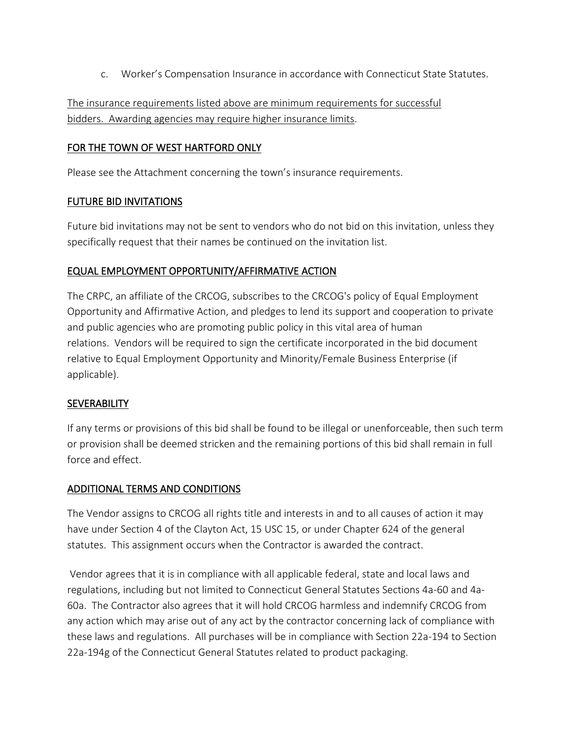c. Worker's Compensation Insurance in accordance with Connecticut State Statutes.

The insurance requirements listed above are minimum requirements for successful bidders. Awarding agencies may require higher insurance limits.

## FOR THE TOWN OF WEST HARTFORD ONLY

Please see the Attachment concerning the town's insurance requirements.

## FUTURE BID INVITATIONS

Future bid invitations may not be sent to vendors who do not bid on this invitation, unless they specifically request that their names be continued on the invitation list.

## EQUAL EMPLOYMENT OPPORTUNITY/AFFIRMATIVE ACTION

The CRPC, an affiliate of the CRCOG, subscribes to the CRCOG's policy of Equal Employment Opportunity and Affirmative Action, and pledges to lend its support and cooperation to private and public agencies who are promoting public policy in this vital area of human relations. Vendors will be required to sign the certificate incorporated in the bid document relative to Equal Employment Opportunity and Minority/Female Business Enterprise (if applicable).

## SEVERABILITY

If any terms or provisions of this bid shall be found to be illegal or unenforceable, then such term or provision shall be deemed stricken and the remaining portions of this bid shall remain in full force and effect.

## ADDITIONAL TERMS AND CONDITIONS

The Vendor assigns to CRCOG all rights title and interests in and to all causes of action it may have under Section 4 of the Clayton Act, 15 USC 15, or under Chapter 624 of the general statutes. This assignment occurs when the Contractor is awarded the contract.

Vendor agrees that it is in compliance with all applicable federal, state and local laws and regulations, including but not limited to Connecticut General Statutes Sections 4a-60 and 4a-60a. The Contractor also agrees that it will hold CRCOG harmless and indemnify CRCOG from any action which may arise out of any act by the contractor concerning lack of compliance with these laws and regulations. All purchases will be in compliance with Section 22a-194 to Section 22a-194g of the Connecticut General Statutes related to product packaging.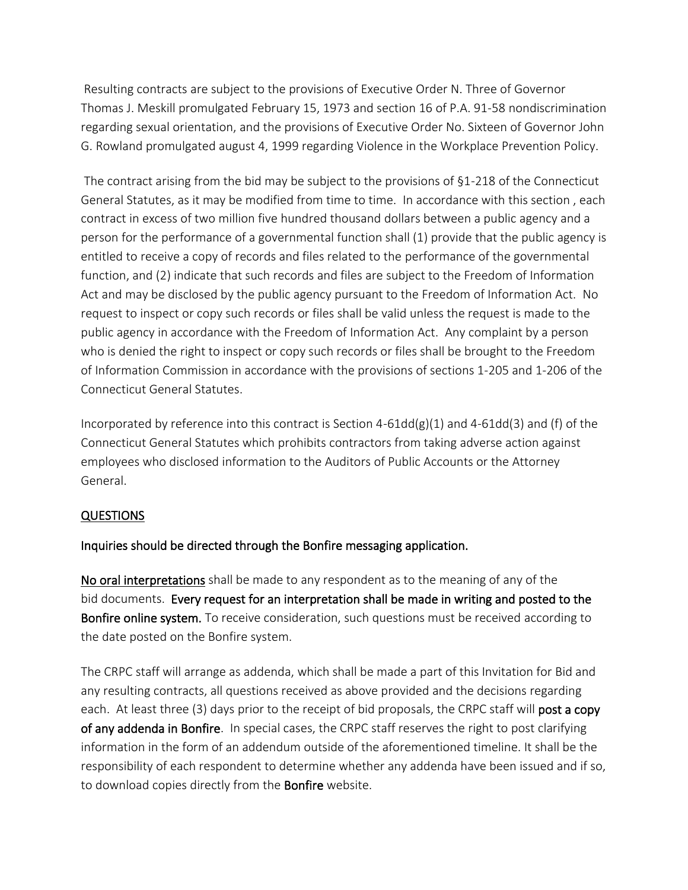Resulting contracts are subject to the provisions of Executive Order N. Three of Governor Thomas J. Meskill promulgated February 15, 1973 and section 16 of P.A. 91-58 nondiscrimination regarding sexual orientation, and the provisions of Executive Order No. Sixteen of Governor John G. Rowland promulgated august 4, 1999 regarding Violence in the Workplace Prevention Policy.

The contract arising from the bid may be subject to the provisions of §1-218 of the Connecticut General Statutes, as it may be modified from time to time. In accordance with this section , each contract in excess of two million five hundred thousand dollars between a public agency and a person for the performance of a governmental function shall (1) provide that the public agency is entitled to receive a copy of records and files related to the performance of the governmental function, and (2) indicate that such records and files are subject to the Freedom of Information Act and may be disclosed by the public agency pursuant to the Freedom of Information Act. No request to inspect or copy such records or files shall be valid unless the request is made to the public agency in accordance with the Freedom of Information Act. Any complaint by a person who is denied the right to inspect or copy such records or files shall be brought to the Freedom of Information Commission in accordance with the provisions of sections 1-205 and 1-206 of the Connecticut General Statutes.

Incorporated by reference into this contract is Section 4-61dd(g)(1) and 4-61dd(3) and (f) of the Connecticut General Statutes which prohibits contractors from taking adverse action against employees who disclosed information to the Auditors of Public Accounts or the Attorney General.

## QUESTIONS

**Inquiries should be directed through the Bonfire messaging application.**

**No oral interpretations** shall be made to any respondent as to the meaning of any of the bid documents. **Every request for an interpretation shall be made in writing and posted to the Bonfire online system.** To receive consideration, such questions must be received according to the date posted on the Bonfire system.

The CRPC staff will arrange as addenda, which shall be made a part of this Invitation for Bid and any resulting contracts, all questions received as above provided and the decisions regarding each. At least three (3) days prior to the receipt of bid proposals, the CRPC staff will **post a copy of any addenda in Bonfire**. In special cases, the CRPC staff reserves the right to post clarifying information in the form of an addendum outside of the aforementioned timeline. It shall be the responsibility of each respondent to determine whether any addenda have been issued and if so, to download copies directly from the **Bonfire** website.